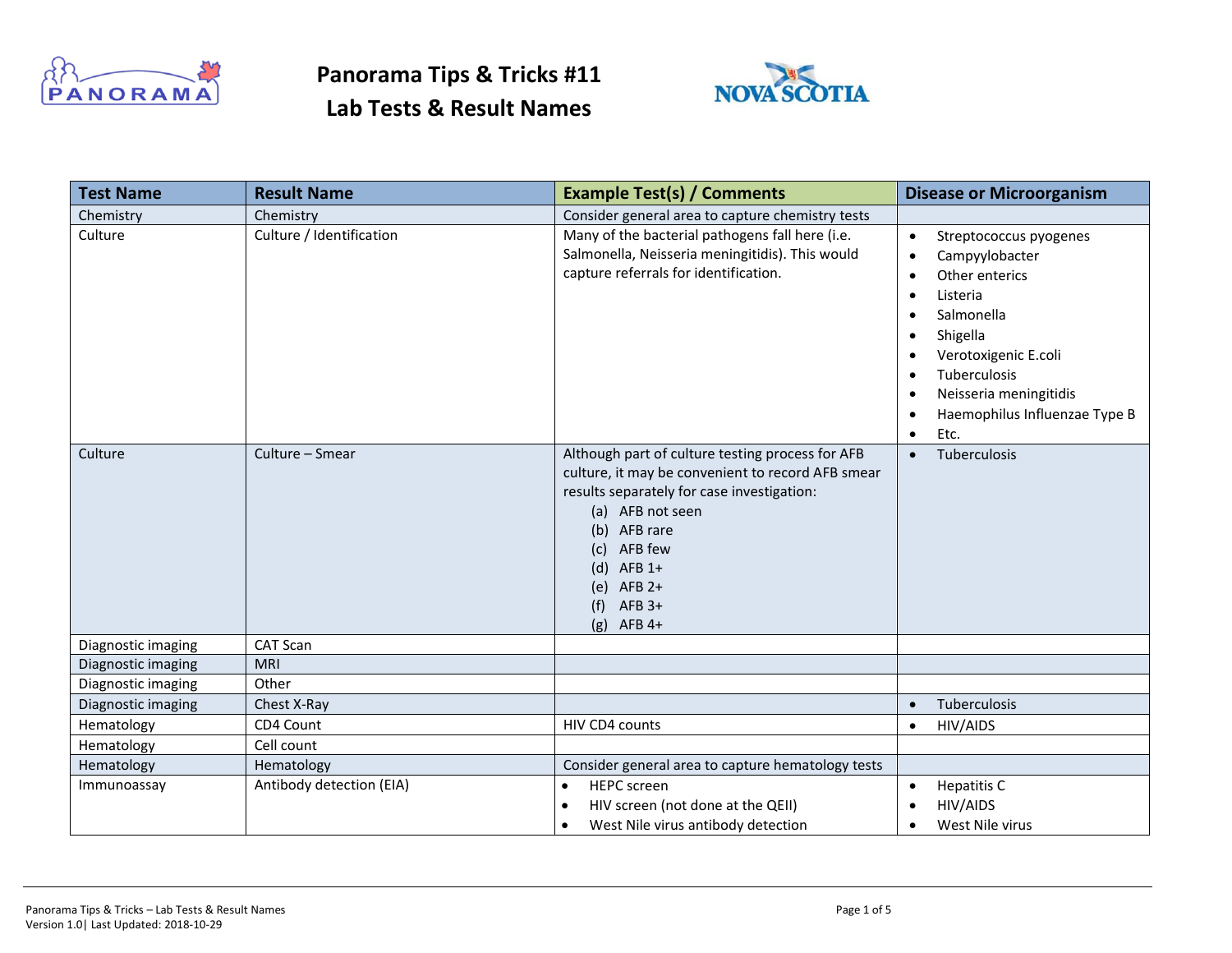# Panorama Tips & Tricks #11
# Lab Tests & Result Names

| Test Name | Result Name | Example Test(s) / Comments | Disease or Microorganism |
|---|---|---|---|
| Chemistry | Chemistry | Consider general area to capture chemistry tests | |
| Culture | Culture / Identification | Many of the bacterial pathogens fall here (i.e. Salmonella, Neisseria meningitidis). This would capture referrals for identification. | • Streptococcus pyogenes<br>• Campyylobacter<br>• Other enterics<br>• Listeria<br>• Salmonella<br>• Shigella<br>• Verotoxigenic E.coli<br>• Tuberculosis<br>• Neisseria meningitidis<br>• Haemophilus Influenzae Type B<br>• Etc. |
| Culture | Culture – Smear | Although part of culture testing process for AFB culture, it may be convenient to record AFB smear results separately for case investigation:<br>(a) AFB not seen<br>(b) AFB rare<br>(c) AFB few<br>(d) AFB 1+<br>(e) AFB 2+<br>(f) AFB 3+<br>(g) AFB 4+ | • Tuberculosis |
| Diagnostic imaging | CAT Scan | | |
| Diagnostic imaging | MRI | | |
| Diagnostic imaging | Other | | |
| Diagnostic imaging | Chest X-Ray | | • Tuberculosis |
| Hematology | CD4 Count | HIV CD4 counts | • HIV/AIDS |
| Hematology | Cell count | | |
| Hematology | Hematology | Consider general area to capture hematology tests | |
| Immunoassay | Antibody detection (EIA) | • HEPC screen<br>• HIV screen (not done at the QEII)<br>• West Nile virus antibody detection | • Hepatitis C<br>• HIV/AIDS<br>• West Nile virus |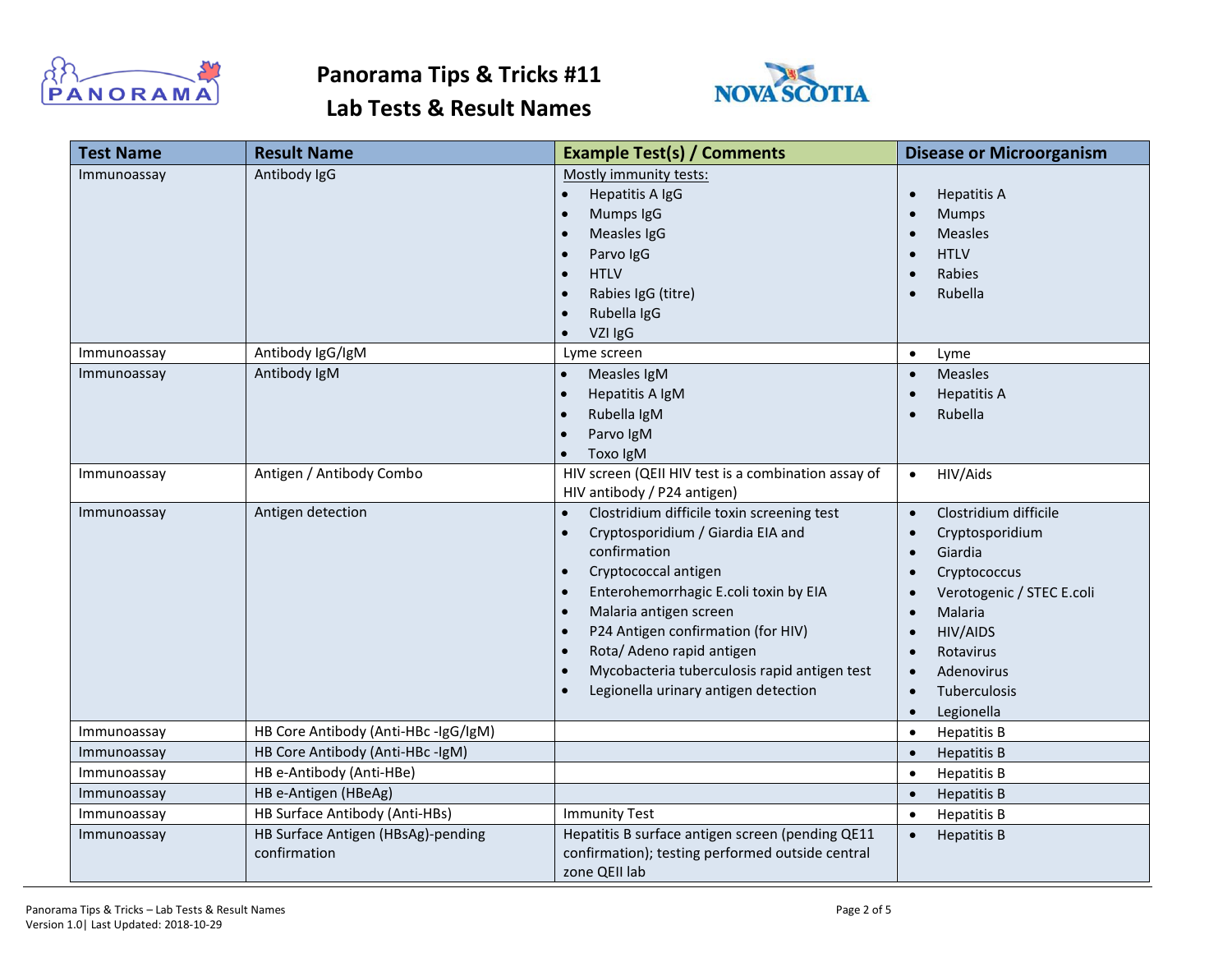# Panorama Tips & Tricks #11
# Lab Tests & Result Names

| Test Name | Result Name | Example Test(s) / Comments | Disease or Microorganism |
|---|---|---|---|
| Immunoassay | Antibody IgG | Mostly immunity tests:<br>• Hepatitis A IgG<br>• Mumps IgG<br>• Measles IgG<br>• Parvo IgG<br>• HTLV<br>• Rabies IgG (titre)<br>• Rubella IgG<br>• VZI IgG | • Hepatitis A<br>• Mumps<br>• Measles<br>• HTLV<br>• Rabies<br>• Rubella |
| Immunoassay | Antibody IgG/IgM | Lyme screen | • Lyme |
| Immunoassay | Antibody IgM | • Measles IgM<br>• Hepatitis A IgM<br>• Rubella IgM<br>• Parvo IgM<br>• Toxo IgM | • Measles<br>• Hepatitis A<br>• Rubella |
| Immunoassay | Antigen / Antibody Combo | HIV screen (QEII HIV test is a combination assay of HIV antibody / P24 antigen) | • HIV/Aids |
| Immunoassay | Antigen detection | • Clostridium difficile toxin screening test<br>• Cryptosporidium / Giardia EIA and confirmation<br>• Cryptococcal antigen<br>• Enterohemorrhagic E.coli toxin by EIA<br>• Malaria antigen screen<br>• P24 Antigen confirmation (for HIV)<br>• Rota/ Adeno rapid antigen<br>• Mycobacteria tuberculosis rapid antigen test<br>• Legionella urinary antigen detection | • Clostridium difficile<br>• Cryptosporidium<br>• Giardia<br>• Cryptococcus<br>• Verotogenic / STEC E.coli<br>• Malaria<br>• HIV/AIDS<br>• Rotavirus<br>• Adenovirus<br>• Tuberculosis<br>• Legionella |
| Immunoassay | HB Core Antibody (Anti-HBc -IgG/IgM) | | • Hepatitis B |
| Immunoassay | HB Core Antibody (Anti-HBc -IgM) | | • Hepatitis B |
| Immunoassay | HB e-Antibody (Anti-HBe) | | • Hepatitis B |
| Immunoassay | HB e-Antigen (HBeAg) | | • Hepatitis B |
| Immunoassay | HB Surface Antibody (Anti-HBs) | Immunity Test | • Hepatitis B |
| Immunoassay | HB Surface Antigen (HBsAg)-pending confirmation | Hepatitis B surface antigen screen (pending QE11 confirmation); testing performed outside central zone QEII lab | • Hepatitis B |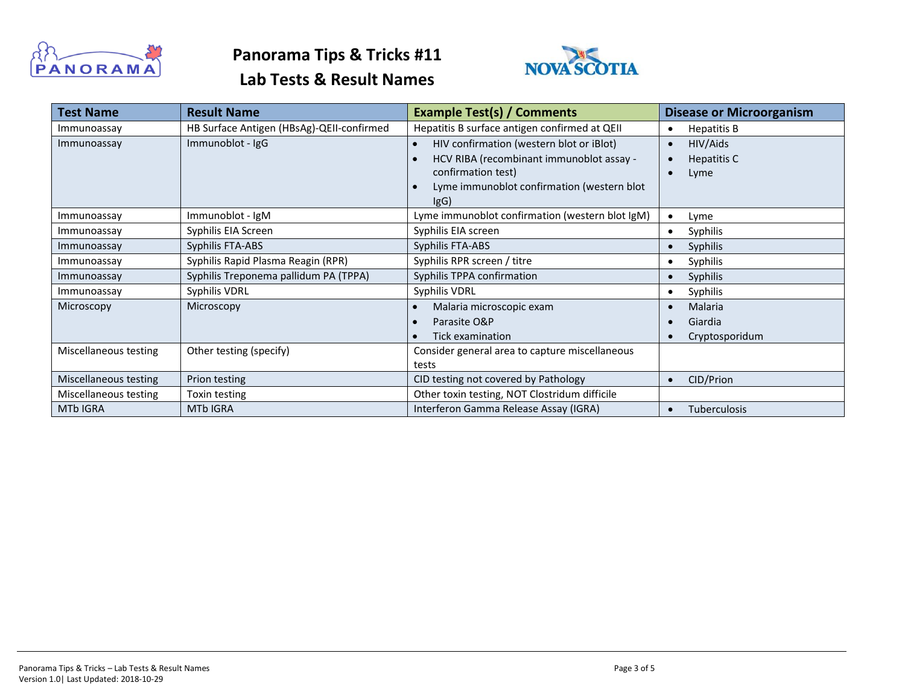# Panorama Tips & Tricks #11

## Lab Tests & Result Names

| Test Name | Result Name | Example Test(s) / Comments | Disease or Microorganism |
|---|---|---|---|
| Immunoassay | HB Surface Antigen (HBsAg)-QEII-confirmed | Hepatitis B surface antigen confirmed at QEII | • Hepatitis B |
| Immunoassay | Immunoblot - IgG | • HIV confirmation (western blot or iBlot)<br>• HCV RIBA (recombinant immunoblot assay - confirmation test)<br>• Lyme immunoblot confirmation (western blot IgG) | • HIV/Aids<br>• Hepatitis C<br>• Lyme |
| Immunoassay | Immunoblot - IgM | Lyme immunoblot confirmation (western blot IgM) | • Lyme |
| Immunoassay | Syphilis EIA Screen | Syphilis EIA screen | • Syphilis |
| Immunoassay | Syphilis FTA-ABS | Syphilis FTA-ABS | • Syphilis |
| Immunoassay | Syphilis Rapid Plasma Reagin (RPR) | Syphilis RPR screen / titre | • Syphilis |
| Immunoassay | Syphilis Treponema pallidum PA (TPPA) | Syphilis TPPA confirmation | • Syphilis |
| Immunoassay | Syphilis VDRL | Syphilis VDRL | • Syphilis |
| Microscopy | Microscopy | • Malaria microscopic exam<br>• Parasite O&P<br>• Tick examination | • Malaria<br>• Giardia<br>• Cryptosporidum |
| Miscellaneous testing | Other testing (specify) | Consider general area to capture miscellaneous tests | |
| Miscellaneous testing | Prion testing | CID testing not covered by Pathology | • CID/Prion |
| Miscellaneous testing | Toxin testing | Other toxin testing, NOT Clostridum difficile | |
| MTb IGRA | MTb IGRA | Interferon Gamma Release Assay (IGRA) | • Tuberculosis |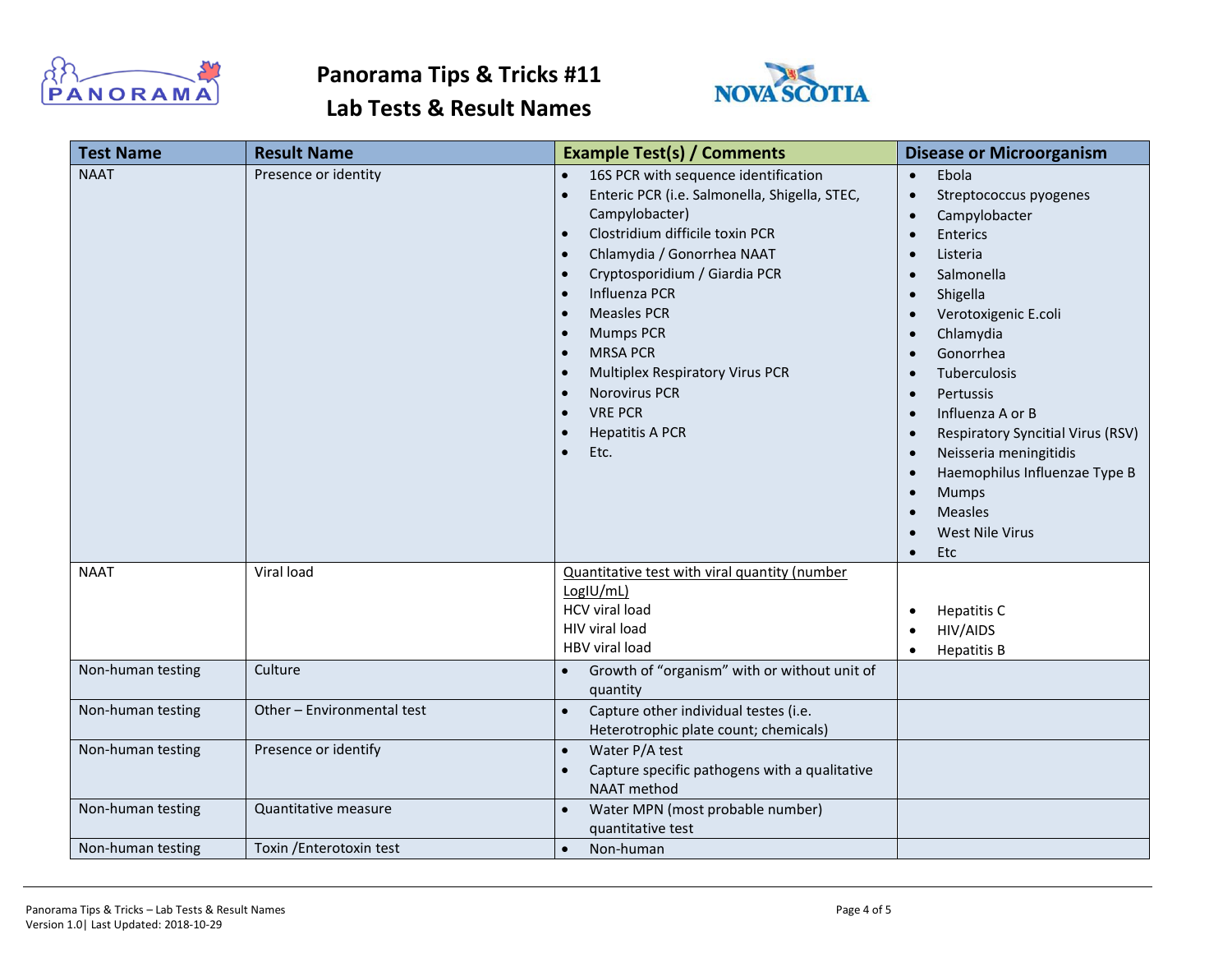# Panorama Tips & Tricks #11
## Lab Tests & Result Names

| Test Name | Result Name | Example Test(s) / Comments | Disease or Microorganism |
|---|---|---|---|
| NAAT | Presence or identity | • 16S PCR with sequence identification<br>• Enteric PCR (i.e. Salmonella, Shigella, STEC, Campylobacter)<br>• Clostridium difficile toxin PCR<br>• Chlamydia / Gonorrhea NAAT<br>• Cryptosporidium / Giardia PCR<br>• Influenza PCR<br>• Measles PCR<br>• Mumps PCR<br>• MRSA PCR<br>• Multiplex Respiratory Virus PCR<br>• Norovirus PCR<br>• VRE PCR<br>• Hepatitis A PCR<br>• Etc. | • Ebola<br>• Streptococcus pyogenes<br>• Campylobacter<br>• Enterics<br>• Listeria<br>• Salmonella<br>• Shigella<br>• Verotoxigenic E.coli<br>• Chlamydia<br>• Gonorrhea<br>• Tuberculosis<br>• Pertussis<br>• Influenza A or B<br>• Respiratory Syncitial Virus (RSV)<br>• Neisseria meningitidis<br>• Haemophilus Influenzae Type B<br>• Mumps<br>• Measles<br>• West Nile Virus<br>• Etc |
| NAAT | Viral load | Quantitative test with viral quantity (number LogIU/mL)<br>HCV viral load<br>HIV viral load<br>HBV viral load | • Hepatitis C<br>• HIV/AIDS<br>• Hepatitis B |
| Non-human testing | Culture | • Growth of "organism" with or without unit of quantity | |
| Non-human testing | Other – Environmental test | • Capture other individual testes (i.e. Heterotrophic plate count; chemicals) | |
| Non-human testing | Presence or identify | • Water P/A test<br>• Capture specific pathogens with a qualitative NAAT method | |
| Non-human testing | Quantitative measure | • Water MPN (most probable number) quantitative test | |
| Non-human testing | Toxin /Enterotoxin test | • Non-human | |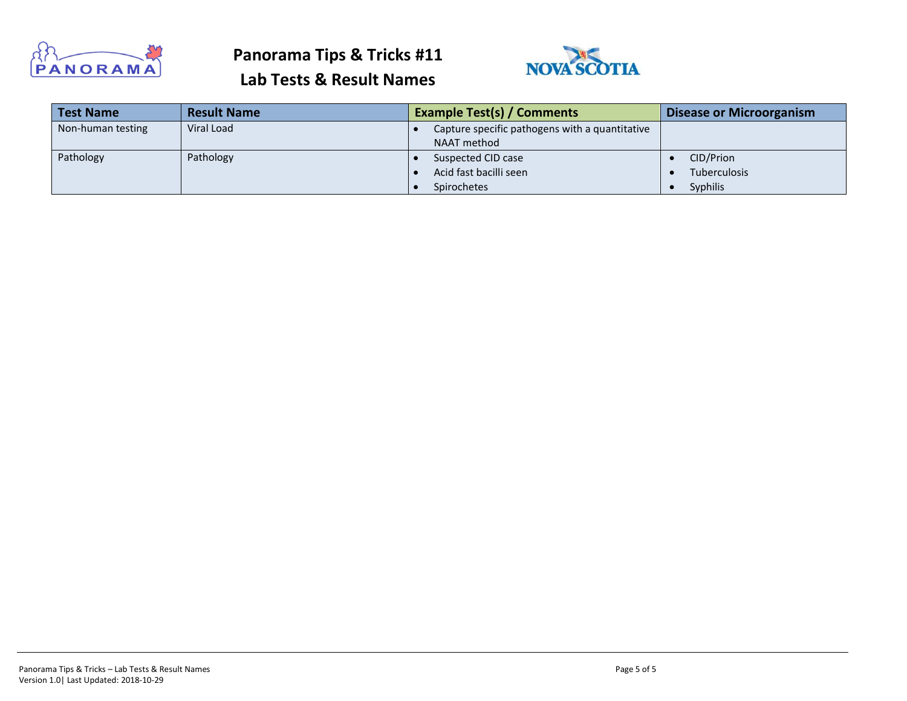# Panorama Tips & Tricks #11

## Lab Tests & Result Names

| Test Name | Result Name | Example Test(s) / Comments | Disease or Microorganism |
|---|---|---|---|
| Non-human testing | Viral Load | • Capture specific pathogens with a quantitative NAAT method | |
| Pathology | Pathology | • Suspected CID case<br>• Acid fast bacilli seen<br>• Spirochetes | • CID/Prion<br>• Tuberculosis<br>• Syphilis |